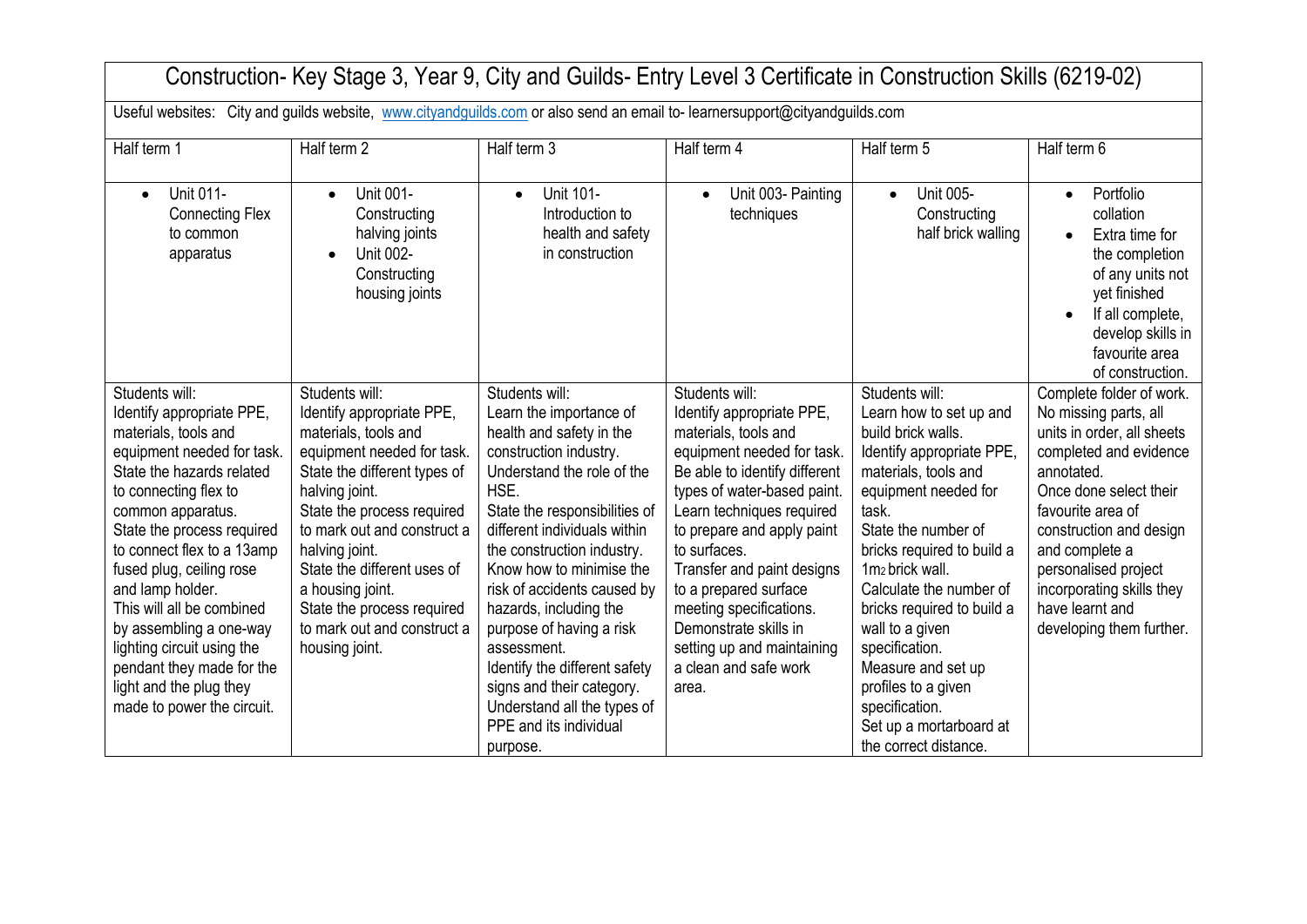# Construction- Key Stage 3, Year 9, City and Guilds- Entry Level 3 Certificate in Construction Skills (6219-02)

Useful websites: City and guilds website, [www.cityandguilds.com](http://www.cityandguilds.com) or also send an email to- learnersupport@cityandguilds.com

| Half term 1 | Half term 2 | Half term 3 | Half term 4 | Half term 5 | Half term 6 |
|---|---|---|---|---|---|
| • Unit 011- Connecting Flex to common apparatus | • Unit 001- Constructing halving joints<br>• Unit 002- Constructing housing joints | • Unit 101- Introduction to health and safety in construction | • Unit 003- Painting techniques | • Unit 005- Constructing half brick walling | • Portfolio collation<br>• Extra time for the completion of any units not yet finished<br>• If all complete, develop skills in favourite area of construction. |
| Students will:<br>Identify appropriate PPE, materials, tools and equipment needed for task.<br>State the hazards related to connecting flex to common apparatus.<br>State the process required to connect flex to a 13amp fused plug, ceiling rose and lamp holder.<br>This will all be combined by assembling a one-way lighting circuit using the pendant they made for the light and the plug they made to power the circuit. | Students will:<br>Identify appropriate PPE, materials, tools and equipment needed for task.<br>State the different types of halving joint.<br>State the process required to mark out and construct a halving joint.<br>State the different uses of a housing joint.<br>State the process required to mark out and construct a housing joint. | Students will:<br>Learn the importance of health and safety in the construction industry.<br>Understand the role of the HSE.<br>State the responsibilities of different individuals within the construction industry.<br>Know how to minimise the risk of accidents caused by hazards, including the purpose of having a risk assessment.<br>Identify the different safety signs and their category.<br>Understand all the types of PPE and its individual purpose. | Students will:<br>Identify appropriate PPE, materials, tools and equipment needed for task.<br>Be able to identify different types of water-based paint.<br>Learn techniques required to prepare and apply paint to surfaces.<br>Transfer and paint designs to a prepared surface meeting specifications.<br>Demonstrate skills in setting up and maintaining a clean and safe work area. | Students will:<br>Learn how to set up and build brick walls.<br>Identify appropriate PPE, materials, tools and equipment needed for task.<br>State the number of bricks required to build a $1m^2$ brick wall.<br>Calculate the number of bricks required to build a wall to a given specification.<br>Measure and set up profiles to a given specification.<br>Set up a mortarboard at the correct distance. | Complete folder of work. No missing parts, all units in order, all sheets completed and evidence annotated.<br>Once done select their favourite area of construction and design and complete a personalised project incorporating skills they have learnt and developing them further. |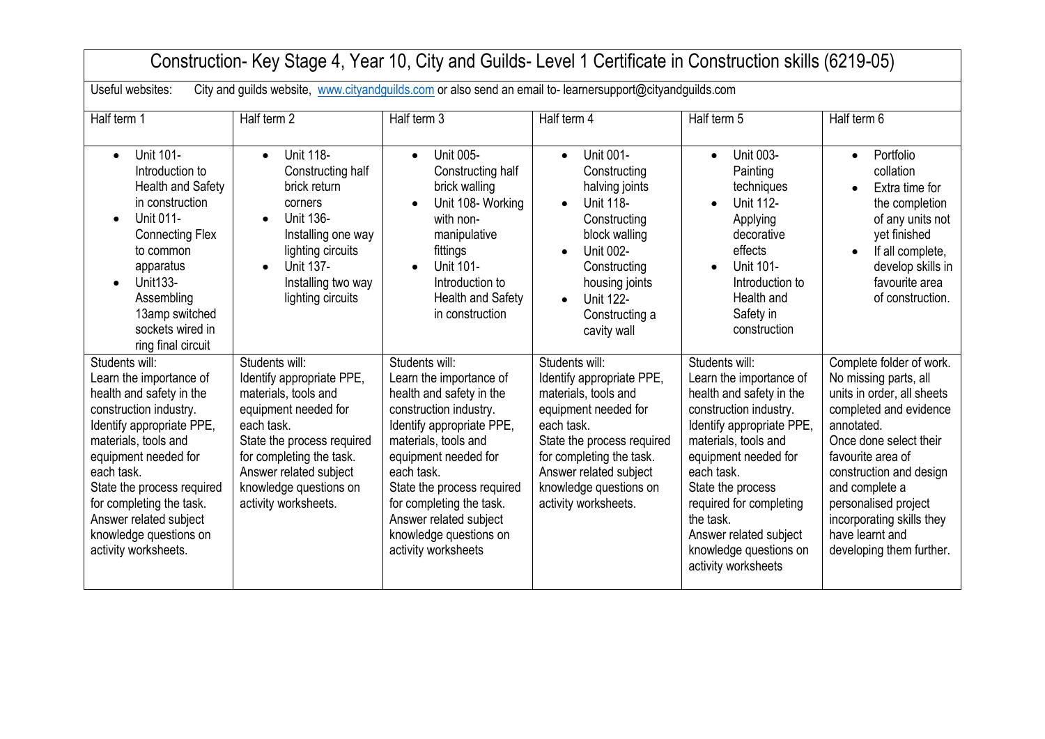# Construction- Key Stage 4, Year 10, City and Guilds- Level 1 Certificate in Construction skills (6219-05)

Useful websites: City and guilds website, www.cityandguilds.com or also send an email to- learnersupport@cityandguilds.com

| Half term 1 | Half term 2 | Half term 3 | Half term 4 | Half term 5 | Half term 6 |
|---|---|---|---|---|---|
| • Unit 101- Introduction to Health and Safety in construction<br>• Unit 011- Connecting Flex to common apparatus<br>• Unit133- Assembling 13amp switched sockets wired in ring final circuit | • Unit 118- Constructing half brick return corners<br>• Unit 136- Installing one way lighting circuits<br>• Unit 137- Installing two way lighting circuits | • Unit 005- Constructing half brick walling<br>• Unit 108- Working with non-manipulative fittings<br>• Unit 101- Introduction to Health and Safety in construction | • Unit 001- Constructing halving joints<br>• Unit 118- Constructing block walling<br>• Unit 002- Constructing housing joints<br>• Unit 122- Constructing a cavity wall | • Unit 003- Painting techniques<br>• Unit 112- Applying decorative effects<br>• Unit 101- Introduction to Health and Safety in construction | • Portfolio collation<br>• Extra time for the completion of any units not yet finished<br>• If all complete, develop skills in favourite area of construction. |
| Students will:<br>Learn the importance of health and safety in the construction industry.<br>Identify appropriate PPE, materials, tools and equipment needed for each task.<br>State the process required for completing the task.<br>Answer related subject knowledge questions on activity worksheets. | Students will:<br>Identify appropriate PPE, materials, tools and equipment needed for each task.<br>State the process required for completing the task.<br>Answer related subject knowledge questions on activity worksheets. | Students will:<br>Learn the importance of health and safety in the construction industry.<br>Identify appropriate PPE, materials, tools and equipment needed for each task.<br>State the process required for completing the task.<br>Answer related subject knowledge questions on activity worksheets | Students will:<br>Identify appropriate PPE, materials, tools and equipment needed for each task.<br>State the process required for completing the task.<br>Answer related subject knowledge questions on activity worksheets. | Students will:<br>Learn the importance of health and safety in the construction industry.<br>Identify appropriate PPE, materials, tools and equipment needed for each task.<br>State the process required for completing the task.<br>Answer related subject knowledge questions on activity worksheets | Complete folder of work. No missing parts, all units in order, all sheets completed and evidence annotated.<br>Once done select their favourite area of construction and design and complete a personalised project incorporating skills they have learnt and developing them further. |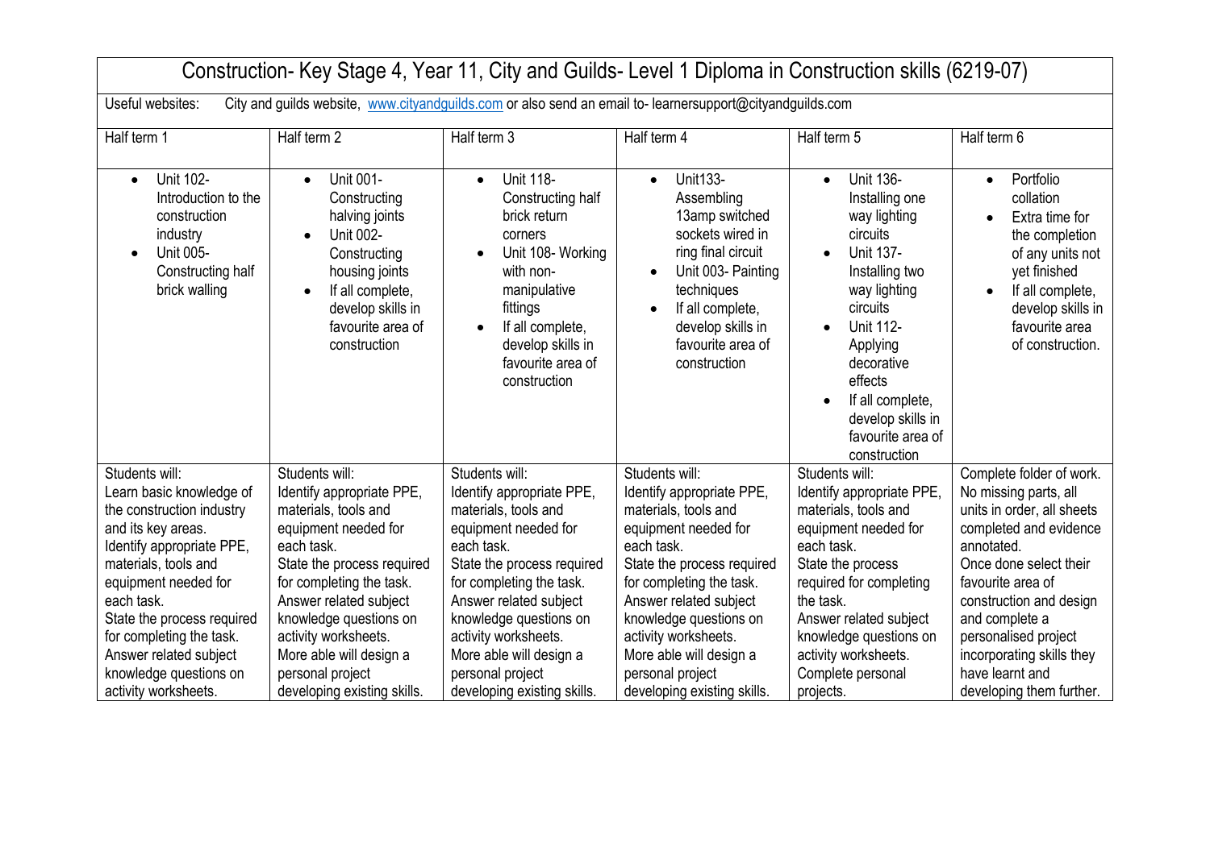# Construction- Key Stage 4, Year 11, City and Guilds- Level 1 Diploma in Construction skills (6219-07)

Useful websites: City and guilds website, www.cityandguilds.com or also send an email to- learnersupport@cityandguilds.com

| Half term 1 | Half term 2 | Half term 3 | Half term 4 | Half term 5 | Half term 6 |
|---|---|---|---|---|---|
| • Unit 102- Introduction to the construction industry<br>• Unit 005- Constructing half brick walling | • Unit 001- Constructing halving joints<br>• Unit 002- Constructing housing joints<br>• If all complete, develop skills in favourite area of construction | • Unit 118- Constructing half brick return corners<br>• Unit 108- Working with non-manipulative fittings<br>• If all complete, develop skills in favourite area of construction | • Unit133- Assembling 13amp switched sockets wired in ring final circuit<br>• Unit 003- Painting techniques<br>• If all complete, develop skills in favourite area of construction | • Unit 136- Installing one way lighting circuits<br>• Unit 137- Installing two way lighting circuits<br>• Unit 112- Applying decorative effects<br>• If all complete, develop skills in favourite area of construction | • Portfolio collation<br>• Extra time for the completion of any units not yet finished<br>• If all complete, develop skills in favourite area of construction. |
| Students will:<br>Learn basic knowledge of the construction industry and its key areas.<br>Identify appropriate PPE, materials, tools and equipment needed for each task.<br>State the process required for completing the task.<br>Answer related subject knowledge questions on activity worksheets. | Students will:<br>Identify appropriate PPE, materials, tools and equipment needed for each task.<br>State the process required for completing the task.<br>Answer related subject knowledge questions on activity worksheets.<br>More able will design a personal project developing existing skills. | Students will:<br>Identify appropriate PPE, materials, tools and equipment needed for each task.<br>State the process required for completing the task.<br>Answer related subject knowledge questions on activity worksheets.<br>More able will design a personal project developing existing skills. | Students will:<br>Identify appropriate PPE, materials, tools and equipment needed for each task.<br>State the process required for completing the task.<br>Answer related subject knowledge questions on activity worksheets.<br>More able will design a personal project developing existing skills. | Students will:<br>Identify appropriate PPE, materials, tools and equipment needed for each task.<br>State the process required for completing the task.<br>Answer related subject knowledge questions on activity worksheets.<br>Complete personal projects. | Complete folder of work. No missing parts, all units in order, all sheets completed and evidence annotated.<br>Once done select their favourite area of construction and design and complete a personalised project incorporating skills they have learnt and developing them further. |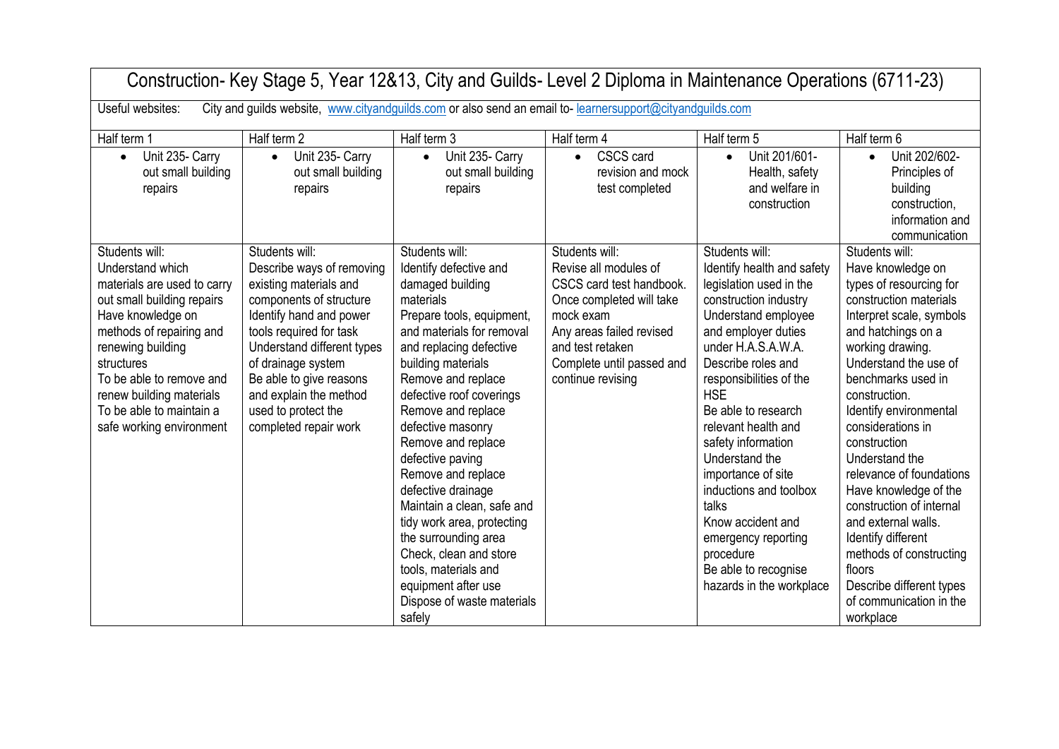# Construction- Key Stage 5, Year 12&13, City and Guilds- Level 2 Diploma in Maintenance Operations (6711-23)

Useful websites: City and guilds website, www.cityandguilds.com or also send an email to- learnersupport@cityandguilds.com

| Half term 1 | Half term 2 | Half term 3 | Half term 4 | Half term 5 | Half term 6 |
|---|---|---|---|---|---|
| • Unit 235- Carry out small building repairs | • Unit 235- Carry out small building repairs | • Unit 235- Carry out small building repairs | • CSCS card revision and mock test completed | • Unit 201/601- Health, safety and welfare in construction | • Unit 202/602- Principles of building construction, information and communication |
| Students will:<br>Understand which materials are used to carry out small building repairs<br>Have knowledge on methods of repairing and renewing building structures<br>To be able to remove and renew building materials<br>To be able to maintain a safe working environment | Students will:<br>Describe ways of removing existing materials and components of structure<br>Identify hand and power tools required for task<br>Understand different types of drainage system<br>Be able to give reasons and explain the method used to protect the completed repair work | Students will:<br>Identify defective and damaged building materials<br>Prepare tools, equipment, and materials for removal and replacing defective building materials<br>Remove and replace defective roof coverings<br>Remove and replace defective masonry<br>Remove and replace defective paving<br>Remove and replace defective drainage<br>Maintain a clean, safe and tidy work area, protecting the surrounding area<br>Check, clean and store tools, materials and equipment after use<br>Dispose of waste materials safely | Students will:<br>Revise all modules of CSCS card test handbook.<br>Once completed will take mock exam<br>Any areas failed revised and test retaken<br>Complete until passed and continue revising | Students will:<br>Identify health and safety legislation used in the construction industry<br>Understand employee and employer duties under H.A.S.A.W.A.<br>Describe roles and responsibilities of the HSE<br>Be able to research relevant health and safety information<br>Understand the importance of site inductions and toolbox talks<br>Know accident and emergency reporting procedure<br>Be able to recognise hazards in the workplace | Students will:<br>Have knowledge on types of resourcing for construction materials<br>Interpret scale, symbols and hatchings on a working drawing.<br>Understand the use of benchmarks used in construction.<br>Identify environmental considerations in construction<br>Understand the relevance of foundations<br>Have knowledge of the construction of internal and external walls.<br>Identify different methods of constructing floors<br>Describe different types of communication in the workplace |